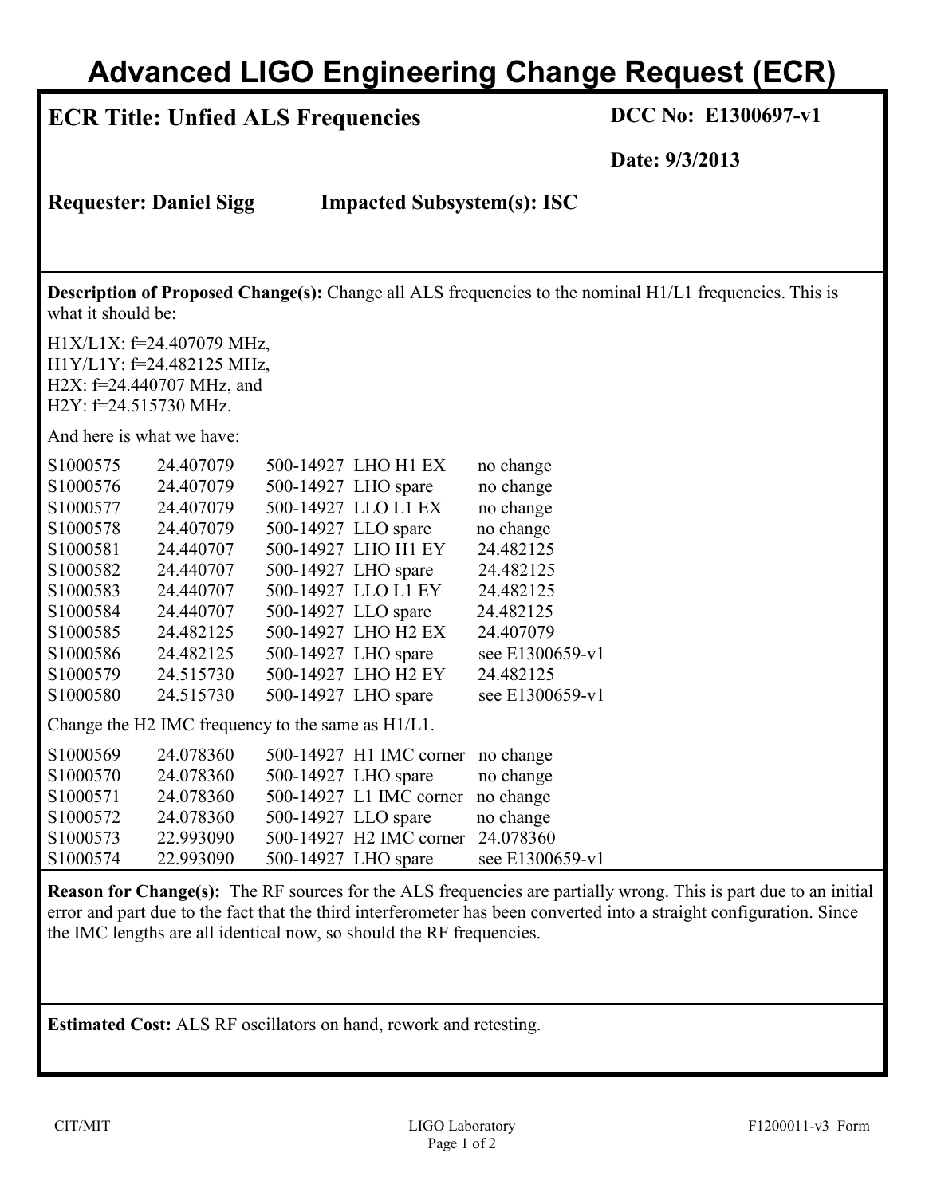# Advanced LIGO Engineering Change Request (ECR)

**ECR Title: Unfied ALS Frequencies**

**DCC No: E1300697-v1**

**Date: 9/3/2013**

**Requester: Daniel Sigg**

**Impacted Subsystem(s): ISC**

**Description of Proposed Change(s):** Change all ALS frequencies to the nominal H1/L1 frequencies. This is what it should be:

H1X/L1X: f=24.407079 MHz,
H1Y/L1Y: f=24.482125 MHz,
H2X: f=24.440707 MHz, and
H2Y: f=24.515730 MHz.

And here is what we have:

| | | | | |
|---|---|---|---|---|
| S1000575 | 24.407079 | 500-14927 | LHO H1 EX | no change |
| S1000576 | 24.407079 | 500-14927 | LHO spare | no change |
| S1000577 | 24.407079 | 500-14927 | LLO L1 EX | no change |
| S1000578 | 24.407079 | 500-14927 | LLO spare | no change |
| S1000581 | 24.440707 | 500-14927 | LHO H1 EY | 24.482125 |
| S1000582 | 24.440707 | 500-14927 | LHO spare | 24.482125 |
| S1000583 | 24.440707 | 500-14927 | LLO L1 EY | 24.482125 |
| S1000584 | 24.440707 | 500-14927 | LLO spare | 24.482125 |
| S1000585 | 24.482125 | 500-14927 | LHO H2 EX | 24.407079 |
| S1000586 | 24.482125 | 500-14927 | LHO spare | see E1300659-v1 |
| S1000579 | 24.515730 | 500-14927 | LHO H2 EY | 24.482125 |
| S1000580 | 24.515730 | 500-14927 | LHO spare | see E1300659-v1 |

Change the H2 IMC frequency to the same as H1/L1.

| | | | | |
|---|---|---|---|---|
| S1000569 | 24.078360 | 500-14927 | H1 IMC corner | no change |
| S1000570 | 24.078360 | 500-14927 | LHO spare | no change |
| S1000571 | 24.078360 | 500-14927 | L1 IMC corner | no change |
| S1000572 | 24.078360 | 500-14927 | LLO spare | no change |
| S1000573 | 22.993090 | 500-14927 | H2 IMC corner | 24.078360 |
| S1000574 | 22.993090 | 500-14927 | LHO spare | see E1300659-v1 |

**Reason for Change(s):** The RF sources for the ALS frequencies are partially wrong. This is part due to an initial error and part due to the fact that the third interferometer has been converted into a straight configuration. Since the IMC lengths are all identical now, so should the RF frequencies.

**Estimated Cost:** ALS RF oscillators on hand, rework and retesting.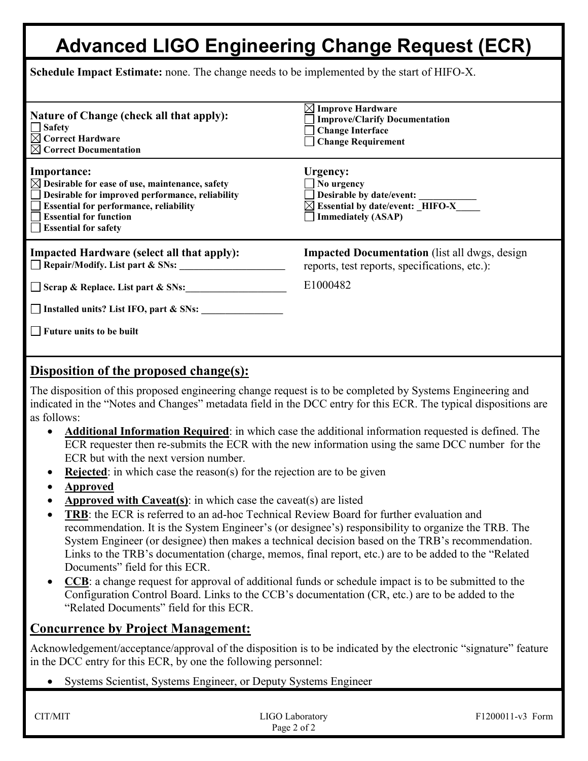# Advanced LIGO Engineering Change Request (ECR)

**Schedule Impact Estimate:** none. The change needs to be implemented by the start of HIFO-X.

**Nature of Change (check all that apply):**

- ☐ **Safety**
- ☒ **Correct Hardware**
- ☒ **Correct Documentation**
- ☒ **Improve Hardware**
- ☐ **Improve/Clarify Documentation**
- ☐ **Change Interface**
- ☐ **Change Requirement**

**Importance:**

- ☒ **Desirable for ease of use, maintenance, safety**
- ☐ **Desirable for improved performance, reliability**
- ☐ **Essential for performance, reliability**
- ☐ **Essential for function**
- ☐ **Essential for safety**

**Urgency:**

- ☐ **No urgency**
- ☐ **Desirable by date/event: ____________**
- ☒ **Essential by date/event: _HIFO-X_____**
- ☐ **Immediately (ASAP)**

**Impacted Hardware (select all that apply):**

- ☐ **Repair/Modify. List part & SNs: ______________________**
- ☐ **Scrap & Replace. List part & SNs:_____________________**
- ☐ **Installed units? List IFO, part & SNs: _________________**
- ☐ **Future units to be built**

**Impacted Documentation** (list all dwgs, design reports, test reports, specifications, etc.):

E1000482

## Disposition of the proposed change(s):

The disposition of this proposed engineering change request is to be completed by Systems Engineering and indicated in the "Notes and Changes" metadata field in the DCC entry for this ECR. The typical dispositions are as follows:

- **Additional Information Required**: in which case the additional information requested is defined. The ECR requester then re-submits the ECR with the new information using the same DCC number for the ECR but with the next version number.
- **Rejected**: in which case the reason(s) for the rejection are to be given
- **Approved**
- **Approved with Caveat(s)**: in which case the caveat(s) are listed
- **TRB**: the ECR is referred to an ad-hoc Technical Review Board for further evaluation and recommendation. It is the System Engineer's (or designee's) responsibility to organize the TRB. The System Engineer (or designee) then makes a technical decision based on the TRB's recommendation. Links to the TRB's documentation (charge, memos, final report, etc.) are to be added to the "Related Documents" field for this ECR.
- **CCB**: a change request for approval of additional funds or schedule impact is to be submitted to the Configuration Control Board. Links to the CCB's documentation (CR, etc.) are to be added to the "Related Documents" field for this ECR.

## Concurrence by Project Management:

Acknowledgement/acceptance/approval of the disposition is to be indicated by the electronic "signature" feature in the DCC entry for this ECR, by one the following personnel:

- Systems Scientist, Systems Engineer, or Deputy Systems Engineer